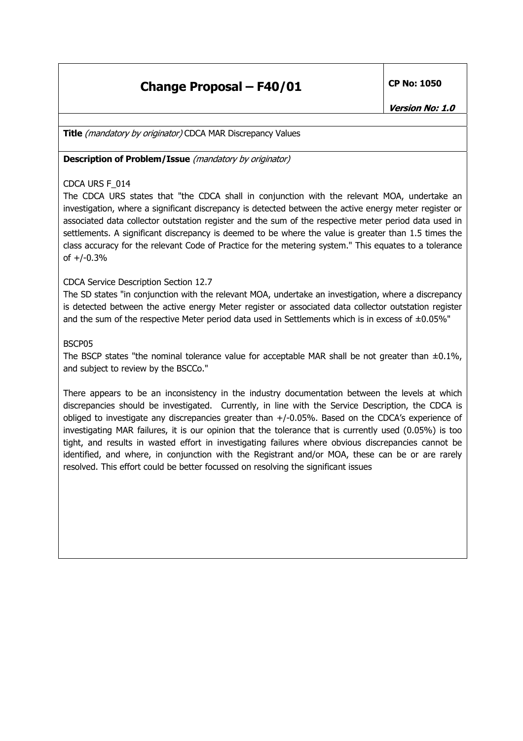# Change Proposal – F40/01

**CP No: 1050**

***Version No: 1.0***

**Title** *(mandatory by originator)* CDCA MAR Discrepancy Values

**Description of Problem/Issue** *(mandatory by originator)*

CDCA URS F_014

The CDCA URS states that "the CDCA shall in conjunction with the relevant MOA, undertake an investigation, where a significant discrepancy is detected between the active energy meter register or associated data collector outstation register and the sum of the respective meter period data used in settlements. A significant discrepancy is deemed to be where the value is greater than 1.5 times the class accuracy for the relevant Code of Practice for the metering system." This equates to a tolerance of +/-0.3%

CDCA Service Description Section 12.7

The SD states "in conjunction with the relevant MOA, undertake an investigation, where a discrepancy is detected between the active energy Meter register or associated data collector outstation register and the sum of the respective Meter period data used in Settlements which is in excess of ±0.05%"

BSCP05

The BSCP states "the nominal tolerance value for acceptable MAR shall be not greater than ±0.1%, and subject to review by the BSCCo."

There appears to be an inconsistency in the industry documentation between the levels at which discrepancies should be investigated. Currently, in line with the Service Description, the CDCA is obliged to investigate any discrepancies greater than +/-0.05%. Based on the CDCA's experience of investigating MAR failures, it is our opinion that the tolerance that is currently used (0.05%) is too tight, and results in wasted effort in investigating failures where obvious discrepancies cannot be identified, and where, in conjunction with the Registrant and/or MOA, these can be or are rarely resolved. This effort could be better focussed on resolving the significant issues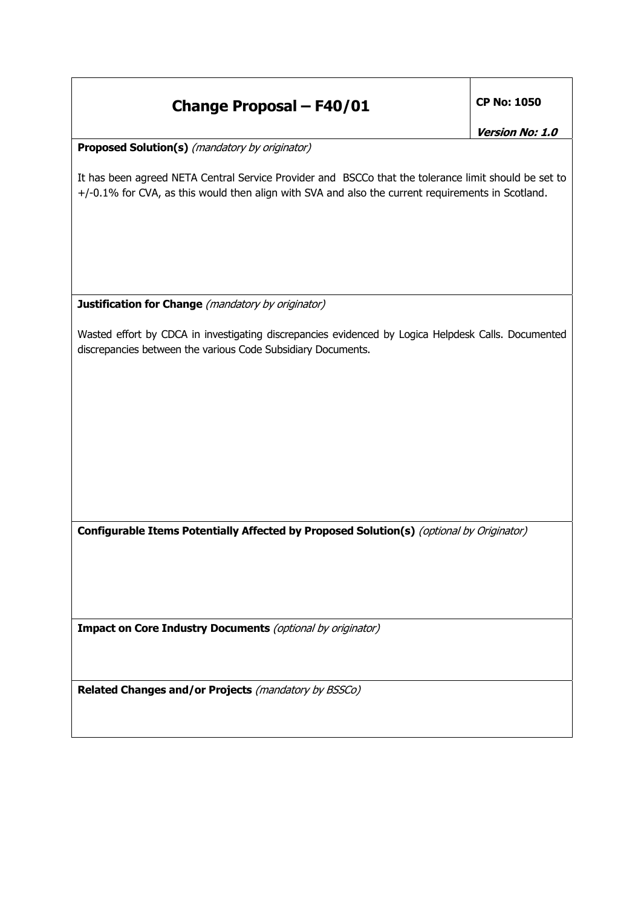# Change Proposal – F40/01

**CP No: 1050**

***Version No: 1.0***

**Proposed Solution(s)** *(mandatory by originator)*

It has been agreed NETA Central Service Provider and BSCCo that the tolerance limit should be set to +/-0.1% for CVA, as this would then align with SVA and also the current requirements in Scotland.

**Justification for Change** *(mandatory by originator)*

Wasted effort by CDCA in investigating discrepancies evidenced by Logica Helpdesk Calls. Documented discrepancies between the various Code Subsidiary Documents.

**Configurable Items Potentially Affected by Proposed Solution(s)** *(optional by Originator)*

**Impact on Core Industry Documents** *(optional by originator)*

**Related Changes and/or Projects** *(mandatory by BSSCo)*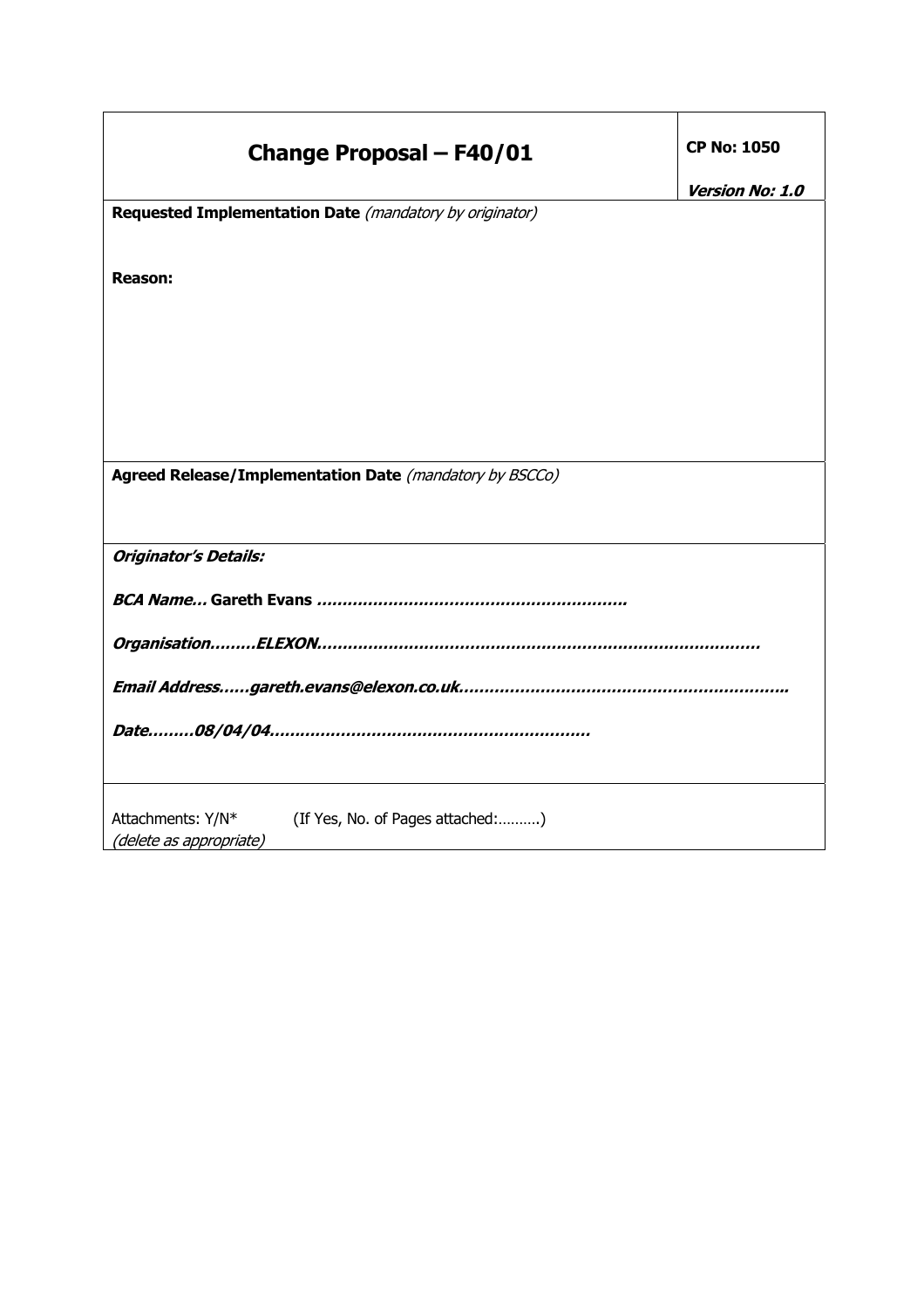| **Change Proposal – F40/01** | **CP No: 1050** *Version No: 1.0* |
| --- | --- |
| **Requested Implementation Date** *(mandatory by originator)* **Reason:** | |
| **Agreed Release/Implementation Date** *(mandatory by BSCCo)* | |
| ***Originator's Details:*** ***BCA Name…* Gareth Evans ……………………………………………………** ***Organisation………ELEXON…………………………………………………………………………*** ***Email Address……gareth.evans@elexon.co.uk………………………………………………………..*** ***Date………08/04/04……………………………………………………*** | |
| Attachments: Y/N* (If Yes, No. of Pages attached:……….) *(delete as appropriate)* | |